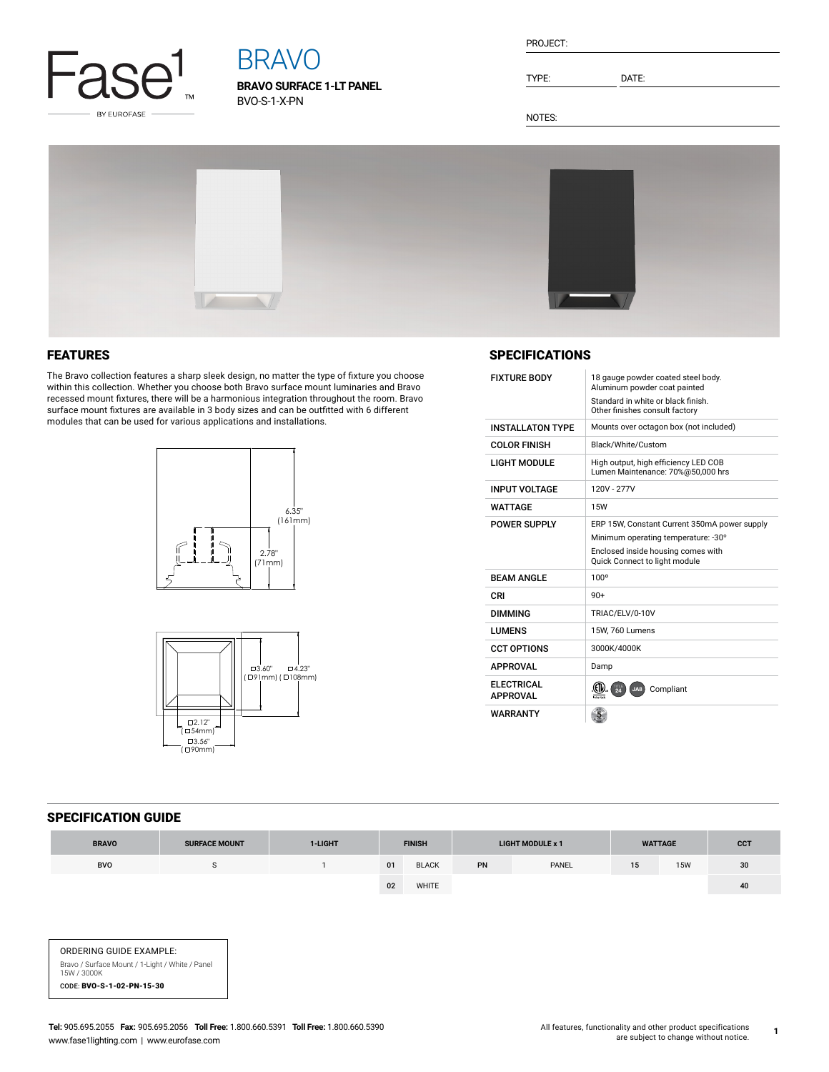Fase1 BY EUROFASE

# BRAVO

**BRAVO SURFACE 1-LT PANEL**
BVO-S-1-X-PN

PROJECT:

TYPE: DATE:

NOTES:

## FEATURES

The Bravo collection features a sharp sleek design, no matter the type of fixture you choose within this collection. Whether you choose both Bravo surface mount luminaries and Bravo recessed mount fixtures, there will be a harmonious integration throughout the room. Bravo surface mount fixtures are available in 3 body sizes and can be outfitted with 6 different modules that can be used for various applications and installations.

6.35" (161mm)
2.78" (71mm)

□3.60" (□91mm) □4.23" (□108mm)
□2.12" (□54mm)
□3.56" (□90mm)

## SPECIFICATIONS

| | |
|---|---|
| FIXTURE BODY | 18 gauge powder coated steel body. Aluminum powder coat painted<br>Standard in white or black finish. Other finishes consult factory |
| INSTALLATON TYPE | Mounts over octagon box (not included) |
| COLOR FINISH | Black/White/Custom |
| LIGHT MODULE | High output, high efficiency LED COB<br>Lumen Maintenance: 70%@50,000 hrs |
| INPUT VOLTAGE | 120V - 277V |
| WATTAGE | 15W |
| POWER SUPPLY | ERP 15W, Constant Current 350mA power supply<br>Minimum operating temperature: -30°<br>Enclosed inside housing comes with Quick Connect to light module |
| BEAM ANGLE | 100° |
| CRI | 90+ |
| DIMMING | TRIAC/ELV/0-10V |
| LUMENS | 15W, 760 Lumens |
| CCT OPTIONS | 3000K/4000K |
| APPROVAL | Damp |
| ELECTRICAL APPROVAL | Compliant |
| WARRANTY | |

## SPECIFICATION GUIDE

| BRAVO | SURFACE MOUNT | 1-LIGHT | FINISH | | LIGHT MODULE x 1 | | WATTAGE | | CCT |
|---|---|---|---|---|---|---|---|---|---|
| BVO | S | 1 | 01 | BLACK | PN | PANEL | 15 | 15W | 30 |
| | | | 02 | WHITE | | | | | 40 |

ORDERING GUIDE EXAMPLE:
Bravo / Surface Mount / 1-Light / White / Panel
15W / 3000K
CODE: **BVO-S-1-02-PN-15-30**

**Tel:** 905.695.2055 **Fax:** 905.695.2056 **Toll Free:** 1.800.660.5391 **Toll Free:** 1.800.660.5390
www.fase1lighting.com | www.eurofase.com

All features, functionality and other product specifications are subject to change without notice.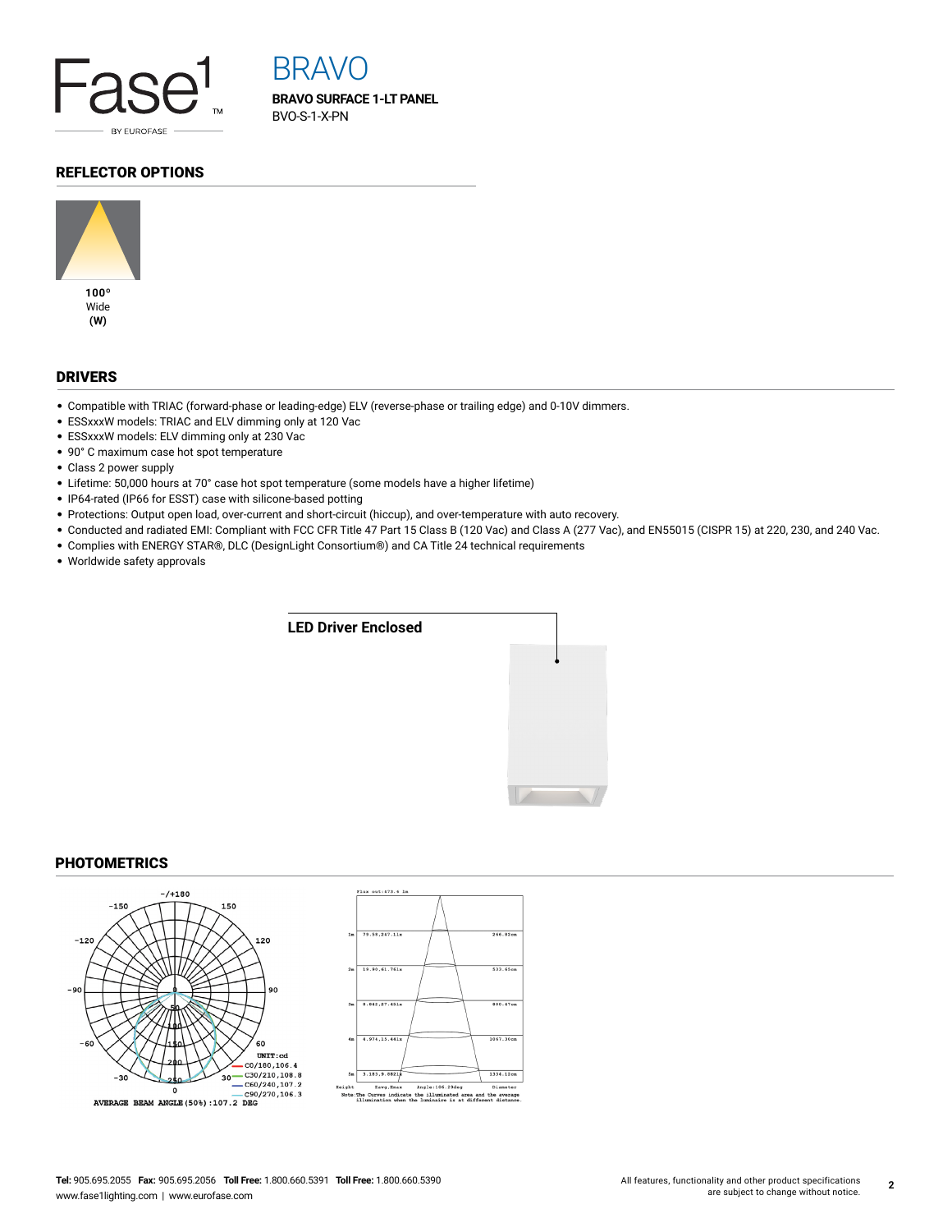# BRAVO

**BRAVO SURFACE 1-LT PANEL**

BVO-S-1-X-PN

## REFLECTOR OPTIONS

100°
Wide
**(W)**

## DRIVERS

- Compatible with TRIAC (forward-phase or leading-edge) ELV (reverse-phase or trailing edge) and 0-10V dimmers.
- ESSxxxW models: TRIAC and ELV dimming only at 120 Vac
- ESSxxxW models: ELV dimming only at 230 Vac
- 90° C maximum case hot spot temperature
- Class 2 power supply
- Lifetime: 50,000 hours at 70° case hot spot temperature (some models have a higher lifetime)
- IP64-rated (IP66 for ESST) case with silicone-based potting
- Protections: Output open load, over-current and short-circuit (hiccup), and over-temperature with auto recovery.
- Conducted and radiated EMI: Compliant with FCC CFR Title 47 Part 15 Class B (120 Vac) and Class A (277 Vac), and EN55015 (CISPR 15) at 220, 230, and 240 Vac.
- Complies with ENERGY STAR®, DLC (DesignLight Consortium®) and CA Title 24 technical requirements
- Worldwide safety approvals

**LED Driver Enclosed**

## PHOTOMETRICS

-/+180
-150
150
-120
120
-90
90
-60
60
-30
30
0
50
100
150
200
250
UNIT:cd
C0/180,106.4
C30/210,108.8
C60/240,107.2
C90/270,106.3
AVERAGE BEAM ANGLE(50%):107.2 DEG

Flux out:473.4 lm
1m 79.58,247.11x 266.82cm
2m 19.90,61.761x 533.65cm
3m 8.842,27.451x 800.47cm
4m 4.974,15.441x 1067.30cm
5m 3.183,9.882lx 1334.12cm
Height Eavg,Emax Angle:106.29deg Diameter
Note:The Curves indicate the illuminated area and the average illumination when the luminaire is at different distance.

**Tel:** 905.695.2055 **Fax:** 905.695.2056 **Toll Free:** 1.800.660.5391 **Toll Free:** 1.800.660.5390
www.fase1lighting.com | www.eurofase.com

All features, functionality and other product specifications are subject to change without notice.